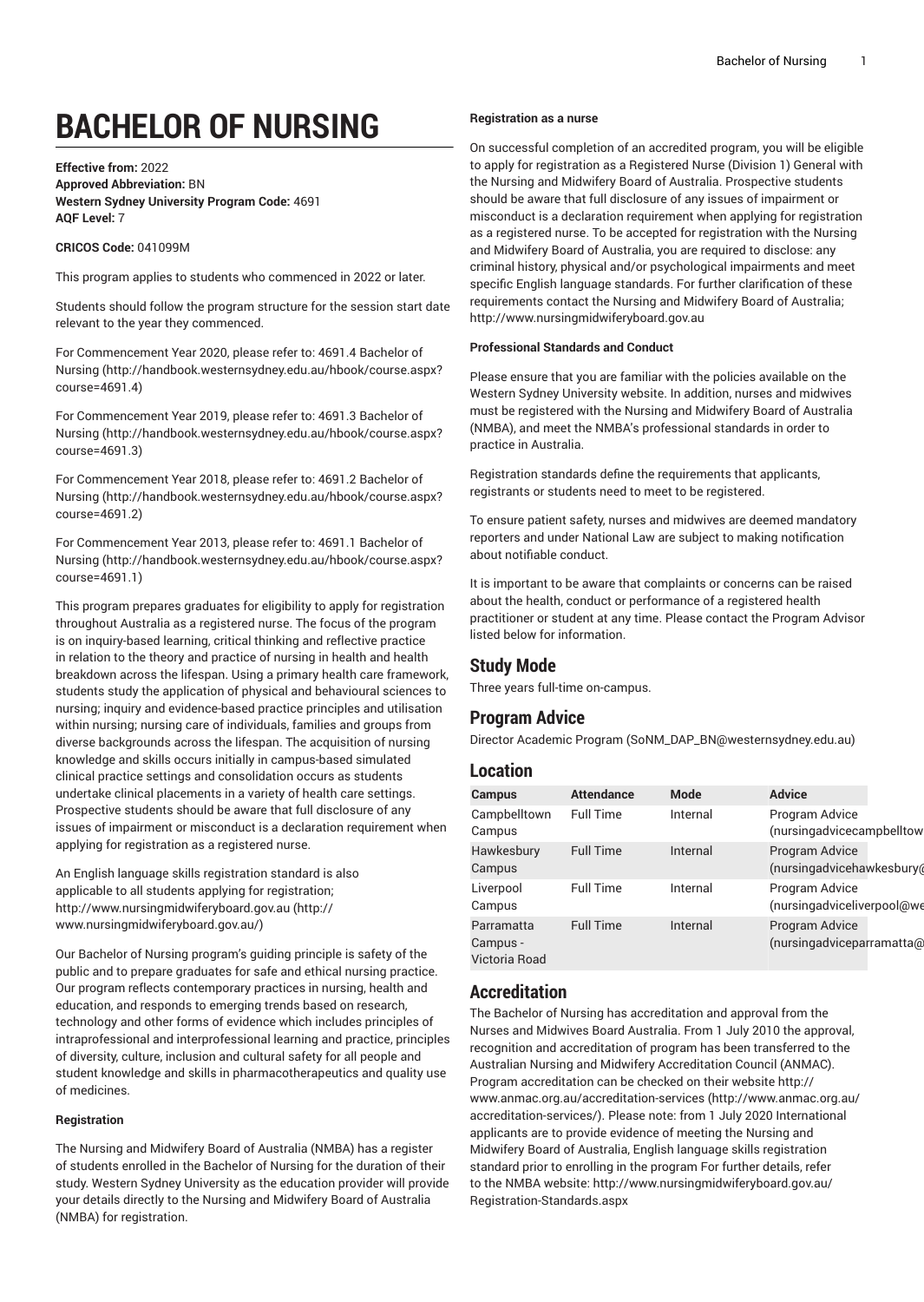# BACHELOR OF NURSING

**Effective from:** 2022
**Approved Abbreviation:** BN
**Western Sydney University Program Code:** 4691
**AQF Level:** 7

**CRICOS Code:** 041099M

This program applies to students who commenced in 2022 or later.

Students should follow the program structure for the session start date relevant to the year they commenced.

For Commencement Year 2020, please refer to: 4691.4 Bachelor of Nursing (http://handbook.westernsydney.edu.au/hbook/course.aspx?course=4691.4)

For Commencement Year 2019, please refer to: 4691.3 Bachelor of Nursing (http://handbook.westernsydney.edu.au/hbook/course.aspx?course=4691.3)

For Commencement Year 2018, please refer to: 4691.2 Bachelor of Nursing (http://handbook.westernsydney.edu.au/hbook/course.aspx?course=4691.2)

For Commencement Year 2013, please refer to: 4691.1 Bachelor of Nursing (http://handbook.westernsydney.edu.au/hbook/course.aspx?course=4691.1)

This program prepares graduates for eligibility to apply for registration throughout Australia as a registered nurse. The focus of the program is on inquiry-based learning, critical thinking and reflective practice in relation to the theory and practice of nursing in health and health breakdown across the lifespan. Using a primary health care framework, students study the application of physical and behavioural sciences to nursing; inquiry and evidence-based practice principles and utilisation within nursing; nursing care of individuals, families and groups from diverse backgrounds across the lifespan. The acquisition of nursing knowledge and skills occurs initially in campus-based simulated clinical practice settings and consolidation occurs as students undertake clinical placements in a variety of health care settings. Prospective students should be aware that full disclosure of any issues of impairment or misconduct is a declaration requirement when applying for registration as a registered nurse.

An English language skills registration standard is also applicable to all students applying for registration; http://www.nursingmidwiferyboard.gov.au (http://www.nursingmidwiferyboard.gov.au/)

Our Bachelor of Nursing program's guiding principle is safety of the public and to prepare graduates for safe and ethical nursing practice. Our program reflects contemporary practices in nursing, health and education, and responds to emerging trends based on research, technology and other forms of evidence which includes principles of intraprofessional and interprofessional learning and practice, principles of diversity, culture, inclusion and cultural safety for all people and student knowledge and skills in pharmacotherapeutics and quality use of medicines.

**Registration**

The Nursing and Midwifery Board of Australia (NMBA) has a register of students enrolled in the Bachelor of Nursing for the duration of their study. Western Sydney University as the education provider will provide your details directly to the Nursing and Midwifery Board of Australia (NMBA) for registration.

**Registration as a nurse**

On successful completion of an accredited program, you will be eligible to apply for registration as a Registered Nurse (Division 1) General with the Nursing and Midwifery Board of Australia. Prospective students should be aware that full disclosure of any issues of impairment or misconduct is a declaration requirement when applying for registration as a registered nurse. To be accepted for registration with the Nursing and Midwifery Board of Australia, you are required to disclose: any criminal history, physical and/or psychological impairments and meet specific English language standards. For further clarification of these requirements contact the Nursing and Midwifery Board of Australia; http://www.nursingmidwiferyboard.gov.au

**Professional Standards and Conduct**

Please ensure that you are familiar with the policies available on the Western Sydney University website. In addition, nurses and midwives must be registered with the Nursing and Midwifery Board of Australia (NMBA), and meet the NMBA's professional standards in order to practice in Australia.

Registration standards define the requirements that applicants, registrants or students need to meet to be registered.

To ensure patient safety, nurses and midwives are deemed mandatory reporters and under National Law are subject to making notification about notifiable conduct.

It is important to be aware that complaints or concerns can be raised about the health, conduct or performance of a registered health practitioner or student at any time. Please contact the Program Advisor listed below for information.

## Study Mode

Three years full-time on-campus.

## Program Advice

Director Academic Program (SoNM_DAP_BN@westernsydney.edu.au)

## Location

| Campus | Attendance | Mode | Advice |
|---|---|---|---|
| Campbelltown Campus | Full Time | Internal | Program Advice (nursingadvicecampbelltow |
| Hawkesbury Campus | Full Time | Internal | Program Advice (nursingadvicehawkesbury@ |
| Liverpool Campus | Full Time | Internal | Program Advice (nursingadviceliverpool@we |
| Parramatta Campus - Victoria Road | Full Time | Internal | Program Advice (nursingadviceparramatta@ |

## Accreditation

The Bachelor of Nursing has accreditation and approval from the Nurses and Midwives Board Australia. From 1 July 2010 the approval, recognition and accreditation of program has been transferred to the Australian Nursing and Midwifery Accreditation Council (ANMAC). Program accreditation can be checked on their website http://www.anmac.org.au/accreditation-services (http://www.anmac.org.au/accreditation-services/). Please note: from 1 July 2020 International applicants are to provide evidence of meeting the Nursing and Midwifery Board of Australia, English language skills registration standard prior to enrolling in the program For further details, refer to the NMBA website: http://www.nursingmidwiferyboard.gov.au/Registration-Standards.aspx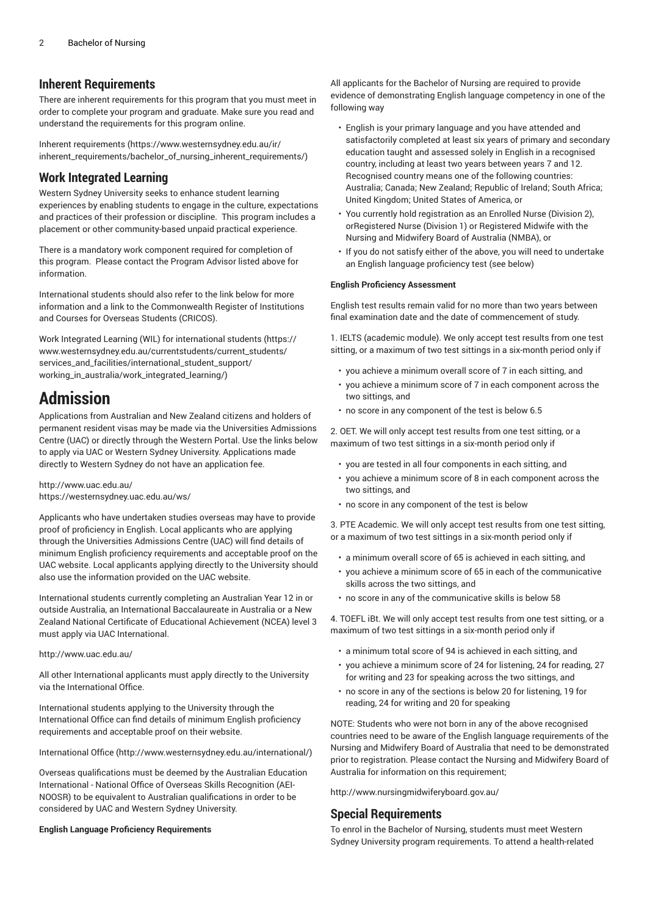## Inherent Requirements

There are inherent requirements for this program that you must meet in order to complete your program and graduate. Make sure you read and understand the requirements for this program online.

Inherent requirements (https://www.westernsydney.edu.au/ir/inherent_requirements/bachelor_of_nursing_inherent_requirements/)

## Work Integrated Learning

Western Sydney University seeks to enhance student learning experiences by enabling students to engage in the culture, expectations and practices of their profession or discipline. This program includes a placement or other community-based unpaid practical experience.

There is a mandatory work component required for completion of this program. Please contact the Program Advisor listed above for information.

International students should also refer to the link below for more information and a link to the Commonwealth Register of Institutions and Courses for Overseas Students (CRICOS).

Work Integrated Learning (WIL) for international students (https://www.westernsydney.edu.au/currentstudents/current_students/services_and_facilities/international_student_support/working_in_australia/work_integrated_learning/)

# Admission

Applications from Australian and New Zealand citizens and holders of permanent resident visas may be made via the Universities Admissions Centre (UAC) or directly through the Western Portal. Use the links below to apply via UAC or Western Sydney University. Applications made directly to Western Sydney do not have an application fee.

http://www.uac.edu.au/
https://westernsydney.uac.edu.au/ws/

Applicants who have undertaken studies overseas may have to provide proof of proficiency in English. Local applicants who are applying through the Universities Admissions Centre (UAC) will find details of minimum English proficiency requirements and acceptable proof on the UAC website. Local applicants applying directly to the University should also use the information provided on the UAC website.

International students currently completing an Australian Year 12 in or outside Australia, an International Baccalaureate in Australia or a New Zealand National Certificate of Educational Achievement (NCEA) level 3 must apply via UAC International.

http://www.uac.edu.au/

All other International applicants must apply directly to the University via the International Office.

International students applying to the University through the International Office can find details of minimum English proficiency requirements and acceptable proof on their website.

International Office (http://www.westernsydney.edu.au/international/)

Overseas qualifications must be deemed by the Australian Education International - National Office of Overseas Skills Recognition (AEI-NOOSR) to be equivalent to Australian qualifications in order to be considered by UAC and Western Sydney University.

**English Language Proficiency Requirements**

All applicants for the Bachelor of Nursing are required to provide evidence of demonstrating English language competency in one of the following way

- English is your primary language and you have attended and satisfactorily completed at least six years of primary and secondary education taught and assessed solely in English in a recognised country, including at least two years between years 7 and 12. Recognised country means one of the following countries: Australia; Canada; New Zealand; Republic of Ireland; South Africa; United Kingdom; United States of America, or
- You currently hold registration as an Enrolled Nurse (Division 2), orRegistered Nurse (Division 1) or Registered Midwife with the Nursing and Midwifery Board of Australia (NMBA), or
- If you do not satisfy either of the above, you will need to undertake an English language proficiency test (see below)

**English Proficiency Assessment**

English test results remain valid for no more than two years between final examination date and the date of commencement of study.

1. IELTS (academic module). We only accept test results from one test sitting, or a maximum of two test sittings in a six-month period only if

- you achieve a minimum overall score of 7 in each sitting, and
- you achieve a minimum score of 7 in each component across the two sittings, and
- no score in any component of the test is below 6.5

2. OET. We will only accept test results from one test sitting, or a maximum of two test sittings in a six-month period only if

- you are tested in all four components in each sitting, and
- you achieve a minimum score of 8 in each component across the two sittings, and
- no score in any component of the test is below

3. PTE Academic. We will only accept test results from one test sitting, or a maximum of two test sittings in a six-month period only if

- a minimum overall score of 65 is achieved in each sitting, and
- you achieve a minimum score of 65 in each of the communicative skills across the two sittings, and
- no score in any of the communicative skills is below 58

4. TOEFL iBt. We will only accept test results from one test sitting, or a maximum of two test sittings in a six-month period only if

- a minimum total score of 94 is achieved in each sitting, and
- you achieve a minimum score of 24 for listening, 24 for reading, 27 for writing and 23 for speaking across the two sittings, and
- no score in any of the sections is below 20 for listening, 19 for reading, 24 for writing and 20 for speaking

NOTE: Students who were not born in any of the above recognised countries need to be aware of the English language requirements of the Nursing and Midwifery Board of Australia that need to be demonstrated prior to registration. Please contact the Nursing and Midwifery Board of Australia for information on this requirement;

http://www.nursingmidwiferyboard.gov.au/

## Special Requirements

To enrol in the Bachelor of Nursing, students must meet Western Sydney University program requirements. To attend a health-related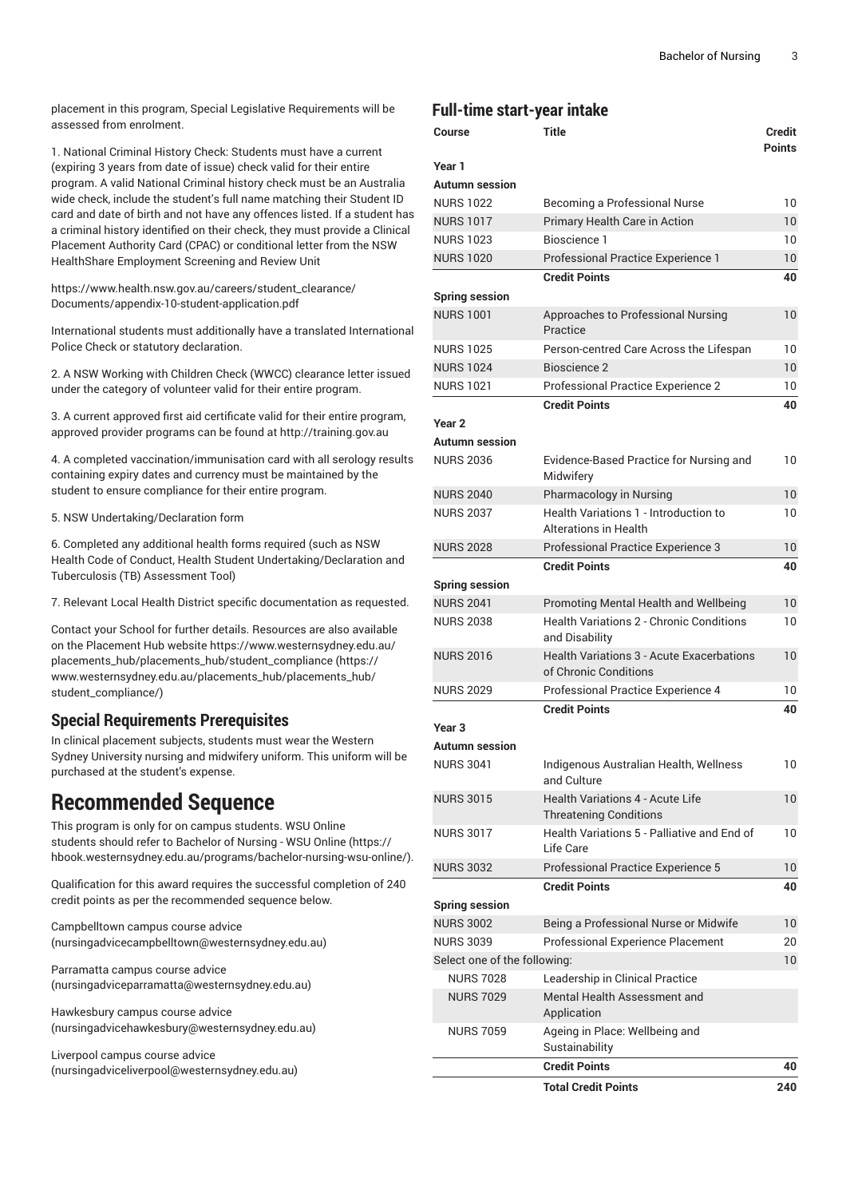placement in this program, Special Legislative Requirements will be assessed from enrolment.

1. National Criminal History Check: Students must have a current (expiring 3 years from date of issue) check valid for their entire program. A valid National Criminal history check must be an Australia wide check, include the student's full name matching their Student ID card and date of birth and not have any offences listed. If a student has a criminal history identified on their check, they must provide a Clinical Placement Authority Card (CPAC) or conditional letter from the NSW HealthShare Employment Screening and Review Unit

https://www.health.nsw.gov.au/careers/student_clearance/Documents/appendix-10-student-application.pdf

International students must additionally have a translated International Police Check or statutory declaration.

2. A NSW Working with Children Check (WWCC) clearance letter issued under the category of volunteer valid for their entire program.

3. A current approved first aid certificate valid for their entire program, approved provider programs can be found at http://training.gov.au

4. A completed vaccination/immunisation card with all serology results containing expiry dates and currency must be maintained by the student to ensure compliance for their entire program.

5. NSW Undertaking/Declaration form

6. Completed any additional health forms required (such as NSW Health Code of Conduct, Health Student Undertaking/Declaration and Tuberculosis (TB) Assessment Tool)

7. Relevant Local Health District specific documentation as requested.

Contact your School for further details. Resources are also available on the Placement Hub website https://www.westernsydney.edu.au/placements_hub/placements_hub/student_compliance (https://www.westernsydney.edu.au/placements_hub/placements_hub/student_compliance/)

### Special Requirements Prerequisites

In clinical placement subjects, students must wear the Western Sydney University nursing and midwifery uniform. This uniform will be purchased at the student's expense.

# Recommended Sequence

This program is only for on campus students. WSU Online students should refer to Bachelor of Nursing - WSU Online (https://hbook.westernsydney.edu.au/programs/bachelor-nursing-wsu-online/).

Qualification for this award requires the successful completion of 240 credit points as per the recommended sequence below.

Campbelltown campus course advice (nursingadvicecampbelltown@westernsydney.edu.au)

Parramatta campus course advice (nursingadviceparramatta@westernsydney.edu.au)

Hawkesbury campus course advice (nursingadvicehawkesbury@westernsydney.edu.au)

Liverpool campus course advice (nursingadviceliverpool@westernsydney.edu.au)

### Full-time start-year intake

| Course | Title | Credit Points |
|---|---|---|
| **Year 1** | | |
| **Autumn session** | | |
| NURS 1022 | Becoming a Professional Nurse | 10 |
| NURS 1017 | Primary Health Care in Action | 10 |
| NURS 1023 | Bioscience 1 | 10 |
| NURS 1020 | Professional Practice Experience 1 | 10 |
| | **Credit Points** | **40** |
| **Spring session** | | |
| NURS 1001 | Approaches to Professional Nursing Practice | 10 |
| NURS 1025 | Person-centred Care Across the Lifespan | 10 |
| NURS 1024 | Bioscience 2 | 10 |
| NURS 1021 | Professional Practice Experience 2 | 10 |
| | **Credit Points** | **40** |
| **Year 2** | | |
| **Autumn session** | | |
| NURS 2036 | Evidence-Based Practice for Nursing and Midwifery | 10 |
| NURS 2040 | Pharmacology in Nursing | 10 |
| NURS 2037 | Health Variations 1 - Introduction to Alterations in Health | 10 |
| NURS 2028 | Professional Practice Experience 3 | 10 |
| | **Credit Points** | **40** |
| **Spring session** | | |
| NURS 2041 | Promoting Mental Health and Wellbeing | 10 |
| NURS 2038 | Health Variations 2 - Chronic Conditions and Disability | 10 |
| NURS 2016 | Health Variations 3 - Acute Exacerbations of Chronic Conditions | 10 |
| NURS 2029 | Professional Practice Experience 4 | 10 |
| | **Credit Points** | **40** |
| **Year 3** | | |
| **Autumn session** | | |
| NURS 3041 | Indigenous Australian Health, Wellness and Culture | 10 |
| NURS 3015 | Health Variations 4 - Acute Life Threatening Conditions | 10 |
| NURS 3017 | Health Variations 5 - Palliative and End of Life Care | 10 |
| NURS 3032 | Professional Practice Experience 5 | 10 |
| | **Credit Points** | **40** |
| **Spring session** | | |
| NURS 3002 | Being a Professional Nurse or Midwife | 10 |
| NURS 3039 | Professional Experience Placement | 20 |
| Select one of the following: | | 10 |
| NURS 7028 | Leadership in Clinical Practice | |
| NURS 7029 | Mental Health Assessment and Application | |
| NURS 7059 | Ageing in Place: Wellbeing and Sustainability | |
| | **Credit Points** | **40** |
| | **Total Credit Points** | **240** |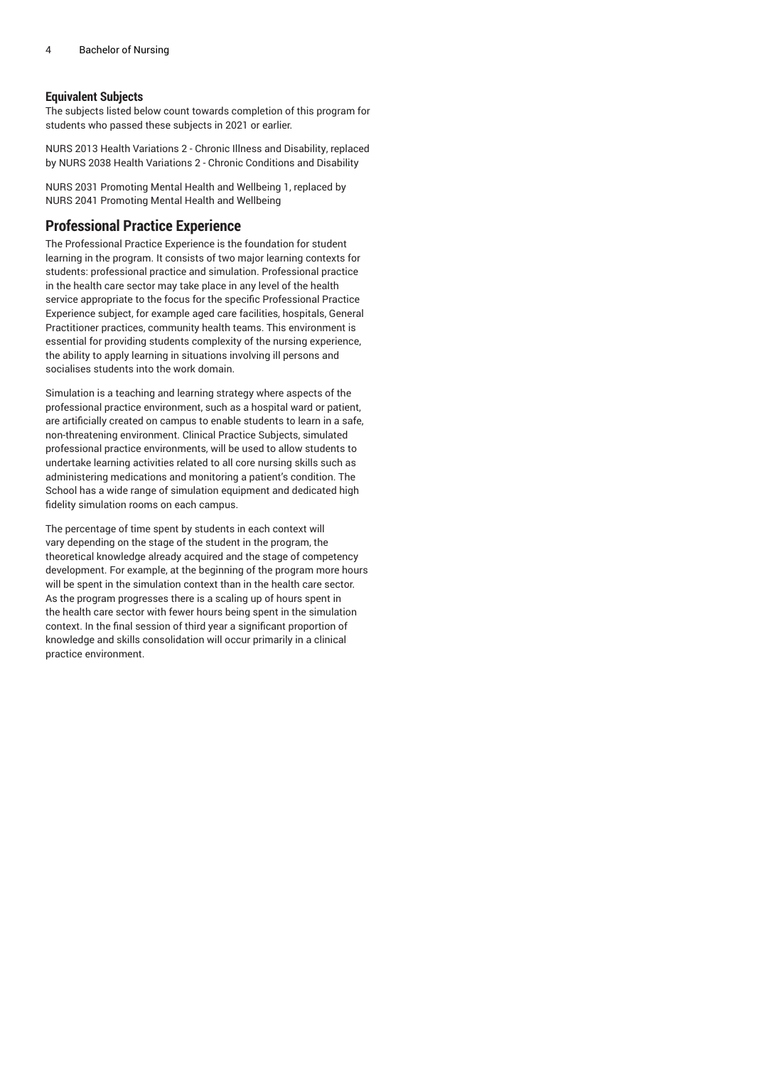### Equivalent Subjects

The subjects listed below count towards completion of this program for students who passed these subjects in 2021 or earlier.

NURS 2013 Health Variations 2 - Chronic Illness and Disability, replaced by NURS 2038 Health Variations 2 - Chronic Conditions and Disability

NURS 2031 Promoting Mental Health and Wellbeing 1, replaced by NURS 2041 Promoting Mental Health and Wellbeing

## Professional Practice Experience

The Professional Practice Experience is the foundation for student learning in the program. It consists of two major learning contexts for students: professional practice and simulation. Professional practice in the health care sector may take place in any level of the health service appropriate to the focus for the specific Professional Practice Experience subject, for example aged care facilities, hospitals, General Practitioner practices, community health teams. This environment is essential for providing students complexity of the nursing experience, the ability to apply learning in situations involving ill persons and socialises students into the work domain.

Simulation is a teaching and learning strategy where aspects of the professional practice environment, such as a hospital ward or patient, are artificially created on campus to enable students to learn in a safe, non-threatening environment. Clinical Practice Subjects, simulated professional practice environments, will be used to allow students to undertake learning activities related to all core nursing skills such as administering medications and monitoring a patient's condition. The School has a wide range of simulation equipment and dedicated high fidelity simulation rooms on each campus.

The percentage of time spent by students in each context will vary depending on the stage of the student in the program, the theoretical knowledge already acquired and the stage of competency development. For example, at the beginning of the program more hours will be spent in the simulation context than in the health care sector. As the program progresses there is a scaling up of hours spent in the health care sector with fewer hours being spent in the simulation context. In the final session of third year a significant proportion of knowledge and skills consolidation will occur primarily in a clinical practice environment.